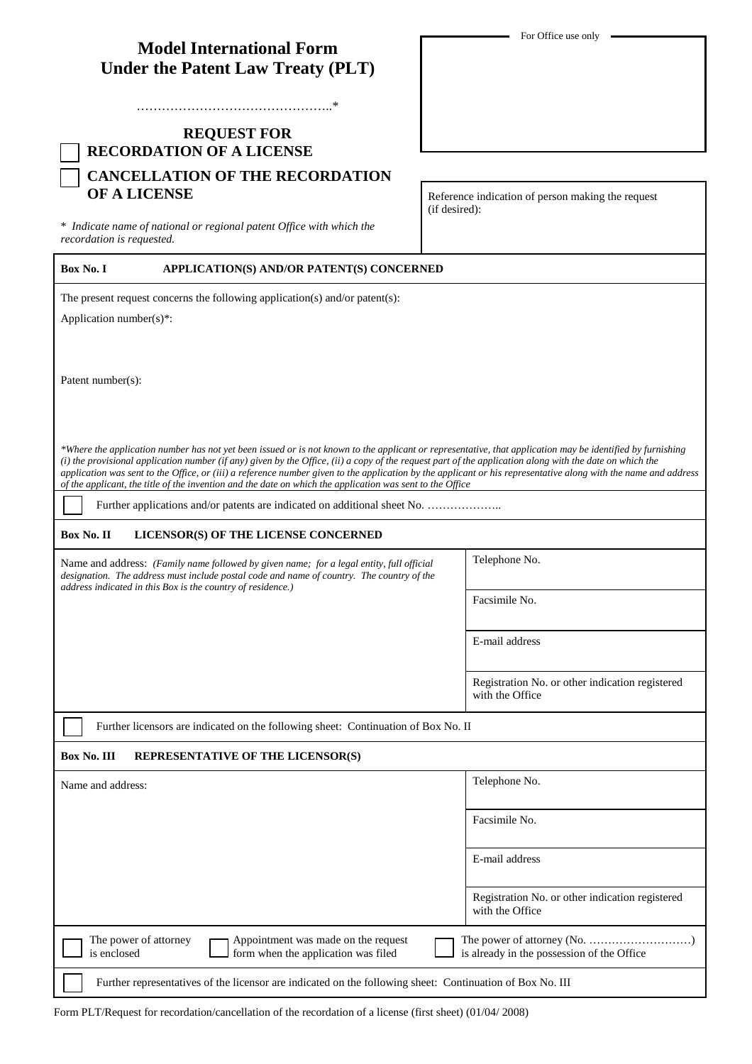# Model International Form Under the Patent Law Treaty (PLT)

………………………………………..*

For Office use only

## ☐ REQUEST FOR RECORDATION OF A LICENSE

## ☐ CANCELLATION OF THE RECORDATION OF A LICENSE

\* *Indicate name of national or regional patent Office with which the recordation is requested.*

Reference indication of person making the request (if desired):

---

**Box No. I APPLICATION(S) AND/OR PATENT(S) CONCERNED**

The present request concerns the following application(s) and/or patent(s):

Application number(s)*:

Patent number(s):

*\*Where the application number has not yet been issued or is not known to the applicant or representative, that application may be identified by furnishing (i) the provisional application number (if any) given by the Office, (ii) a copy of the request part of the application along with the date on which the application was sent to the Office, or (iii) a reference number given to the application by the applicant or his representative along with the name and address of the applicant, the title of the invention and the date on which the application was sent to the Office*

☐ Further applications and/or patents are indicated on additional sheet No. ………………..

---

**Box No. II LICENSOR(S) OF THE LICENSE CONCERNED**

| Name and address: *(Family name followed by given name; for a legal entity, full official designation. The address must include postal code and name of country. The country of the address indicated in this Box is the country of residence.)* | Telephone No. |
|---|---|
| | Facsimile No. |
| | E-mail address |
| | Registration No. or other indication registered with the Office |

☐ Further licensors are indicated on the following sheet: Continuation of Box No. II

---

**Box No. III REPRESENTATIVE OF THE LICENSOR(S)**

| Name and address: | Telephone No. |
|---|---|
| | Facsimile No. |
| | E-mail address |
| | Registration No. or other indication registered with the Office |

☐ The power of attorney is enclosed ☐ Appointment was made on the request form when the application was filed ☐ The power of attorney (No. ………………………) is already in the possession of the Office

☐ Further representatives of the licensor are indicated on the following sheet: Continuation of Box No. III

Form PLT/Request for recordation/cancellation of the recordation of a license (first sheet) (01/04/ 2008)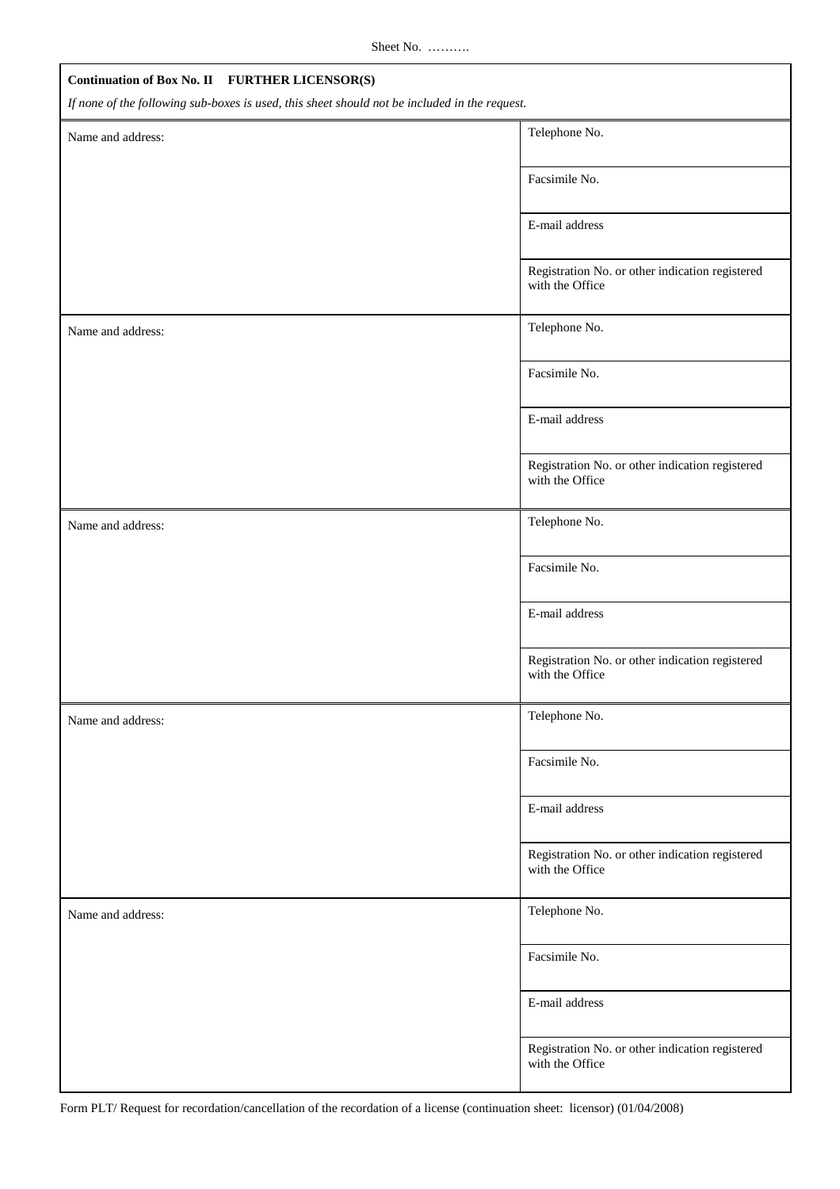Sheet No. ……….

**Continuation of Box No. II FURTHER LICENSOR(S)**

*If none of the following sub-boxes is used, this sheet should not be included in the request.*

| Name and address: | Telephone No. |
| --- | --- |
| | Facsimile No. |
| | E-mail address |
| | Registration No. or other indication registered with the Office |

| Name and address: | Telephone No. |
| --- | --- |
| | Facsimile No. |
| | E-mail address |
| | Registration No. or other indication registered with the Office |

| Name and address: | Telephone No. |
| --- | --- |
| | Facsimile No. |
| | E-mail address |
| | Registration No. or other indication registered with the Office |

| Name and address: | Telephone No. |
| --- | --- |
| | Facsimile No. |
| | E-mail address |
| | Registration No. or other indication registered with the Office |

| Name and address: | Telephone No. |
| --- | --- |
| | Facsimile No. |
| | E-mail address |
| | Registration No. or other indication registered with the Office |

Form PLT/ Request for recordation/cancellation of the recordation of a license (continuation sheet: licensor) (01/04/2008)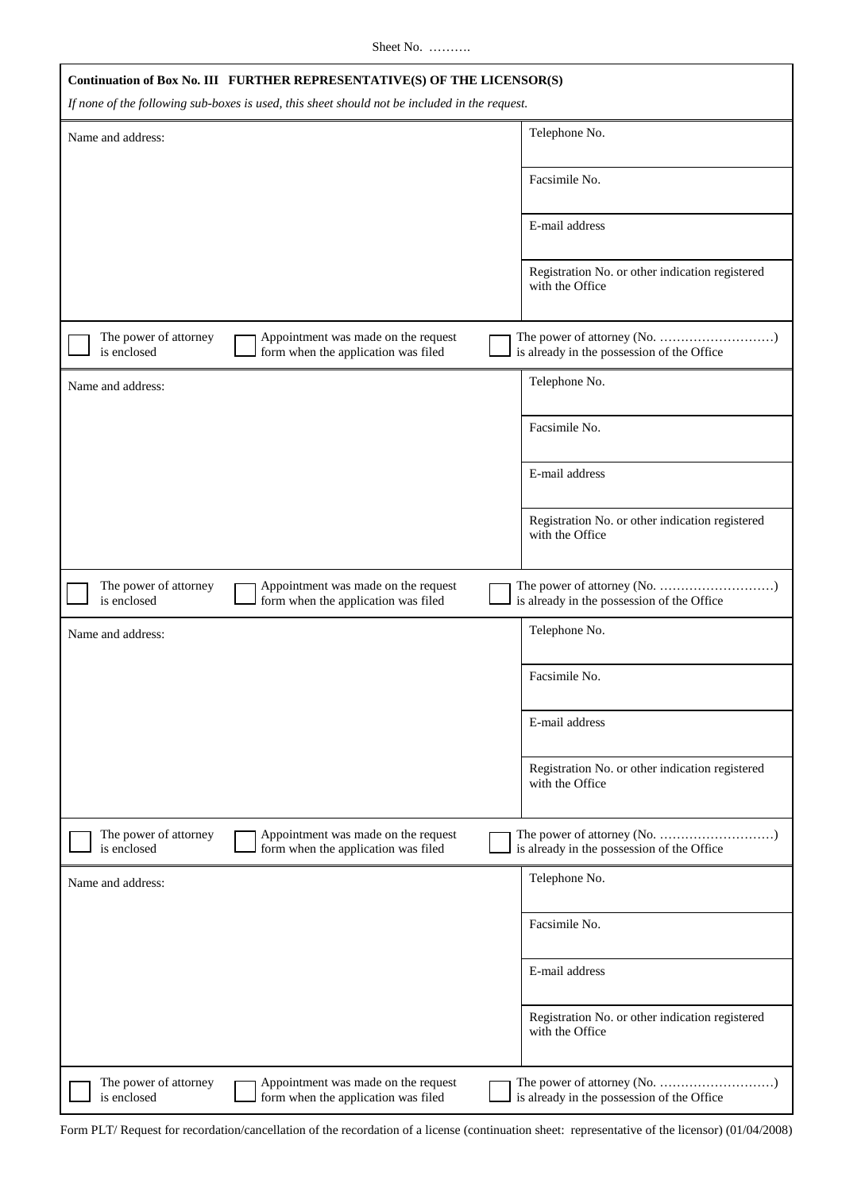Sheet No. ……….

**Continuation of Box No. III FURTHER REPRESENTATIVE(S) OF THE LICENSOR(S)**

*If none of the following sub-boxes is used, this sheet should not be included in the request.*

| Name and address: | Telephone No. |
|---|---|
| | Facsimile No. |
| | E-mail address |
| | Registration No. or other indication registered with the Office |

☐ The power of attorney is enclosed ☐ Appointment was made on the request form when the application was filed ☐ The power of attorney (No. ………………………) is already in the possession of the Office

| Name and address: | Telephone No. |
|---|---|
| | Facsimile No. |
| | E-mail address |
| | Registration No. or other indication registered with the Office |

☐ The power of attorney is enclosed ☐ Appointment was made on the request form when the application was filed ☐ The power of attorney (No. ………………………) is already in the possession of the Office

| Name and address: | Telephone No. |
|---|---|
| | Facsimile No. |
| | E-mail address |
| | Registration No. or other indication registered with the Office |

☐ The power of attorney is enclosed ☐ Appointment was made on the request form when the application was filed ☐ The power of attorney (No. ………………………) is already in the possession of the Office

| Name and address: | Telephone No. |
|---|---|
| | Facsimile No. |
| | E-mail address |
| | Registration No. or other indication registered with the Office |

☐ The power of attorney is enclosed ☐ Appointment was made on the request form when the application was filed ☐ The power of attorney (No. ………………………) is already in the possession of the Office

Form PLT/ Request for recordation/cancellation of the recordation of a license (continuation sheet: representative of the licensor) (01/04/2008)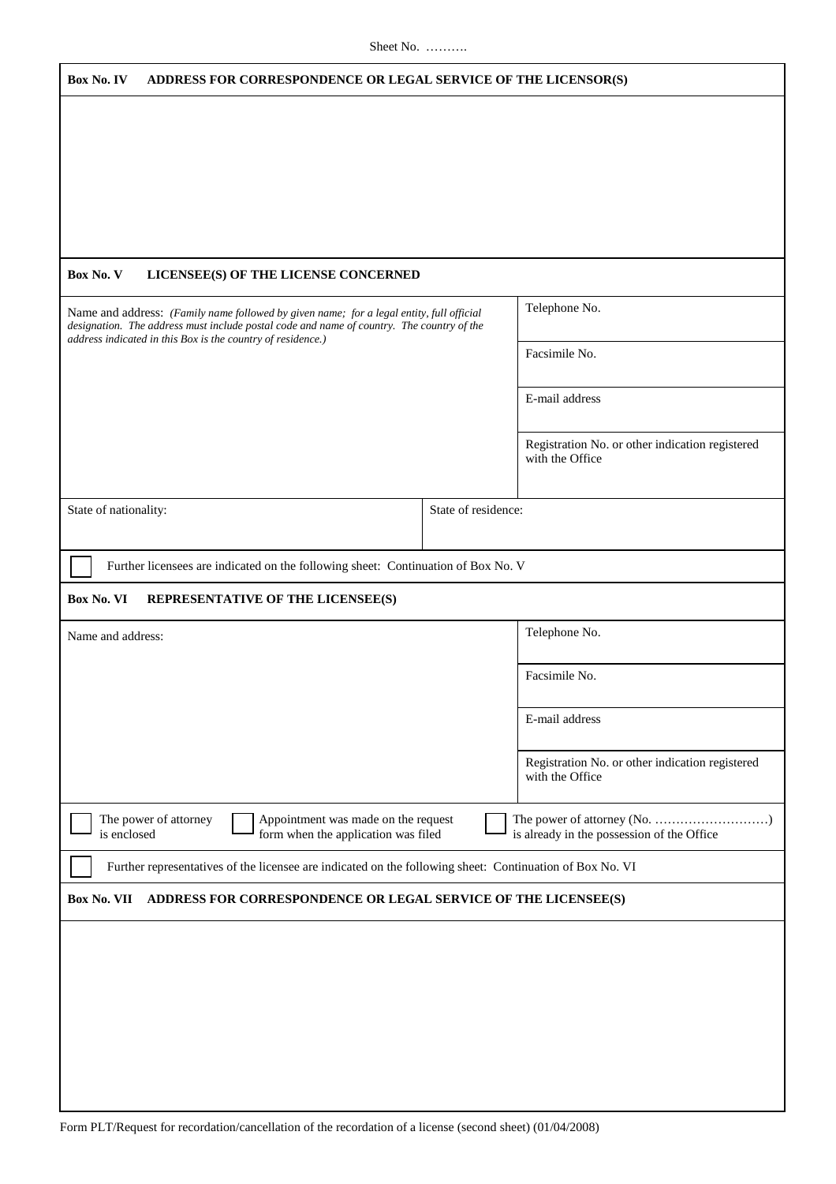Sheet No. ……….

**Box No. IV ADDRESS FOR CORRESPONDENCE OR LEGAL SERVICE OF THE LICENSOR(S)**

**Box No. V LICENSEE(S) OF THE LICENSE CONCERNED**

| Name and address: *(Family name followed by given name; for a legal entity, full official designation. The address must include postal code and name of country. The country of the address indicated in this Box is the country of residence.)* | Telephone No. |
|---|---|
| | Facsimile No. |
| | E-mail address |
| | Registration No. or other indication registered with the Office |

| State of nationality: | State of residence: |
|---|---|

☐ Further licensees are indicated on the following sheet: Continuation of Box No. V

**Box No. VI REPRESENTATIVE OF THE LICENSEE(S)**

| Name and address: | Telephone No. |
|---|---|
| | Facsimile No. |
| | E-mail address |
| | Registration No. or other indication registered with the Office |

☐ The power of attorney is enclosed ☐ Appointment was made on the request form when the application was filed ☐ The power of attorney (No. ………………………) is already in the possession of the Office

☐ Further representatives of the licensee are indicated on the following sheet: Continuation of Box No. VI

**Box No. VII ADDRESS FOR CORRESPONDENCE OR LEGAL SERVICE OF THE LICENSEE(S)**

Form PLT/Request for recordation/cancellation of the recordation of a license (second sheet) (01/04/2008)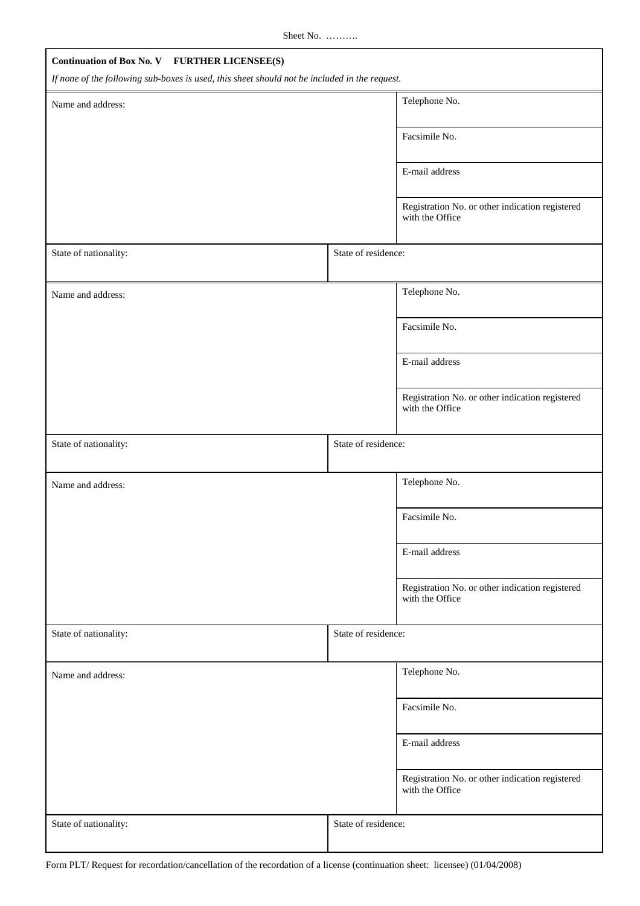Sheet No. ……….

**Continuation of Box No. V FURTHER LICENSEE(S)**

*If none of the following sub-boxes is used, this sheet should not be included in the request.*

| Name and address: | | Telephone No. |
|---|---|---|
| | | Facsimile No. |
| | | E-mail address |
| | | Registration No. or other indication registered with the Office |
| State of nationality: | State of residence: | |

| Name and address: | | Telephone No. |
|---|---|---|
| | | Facsimile No. |
| | | E-mail address |
| | | Registration No. or other indication registered with the Office |
| State of nationality: | State of residence: | |

| Name and address: | | Telephone No. |
|---|---|---|
| | | Facsimile No. |
| | | E-mail address |
| | | Registration No. or other indication registered with the Office |
| State of nationality: | State of residence: | |

| Name and address: | | Telephone No. |
|---|---|---|
| | | Facsimile No. |
| | | E-mail address |
| | | Registration No. or other indication registered with the Office |
| State of nationality: | State of residence: | |

Form PLT/ Request for recordation/cancellation of the recordation of a license (continuation sheet: licensee) (01/04/2008)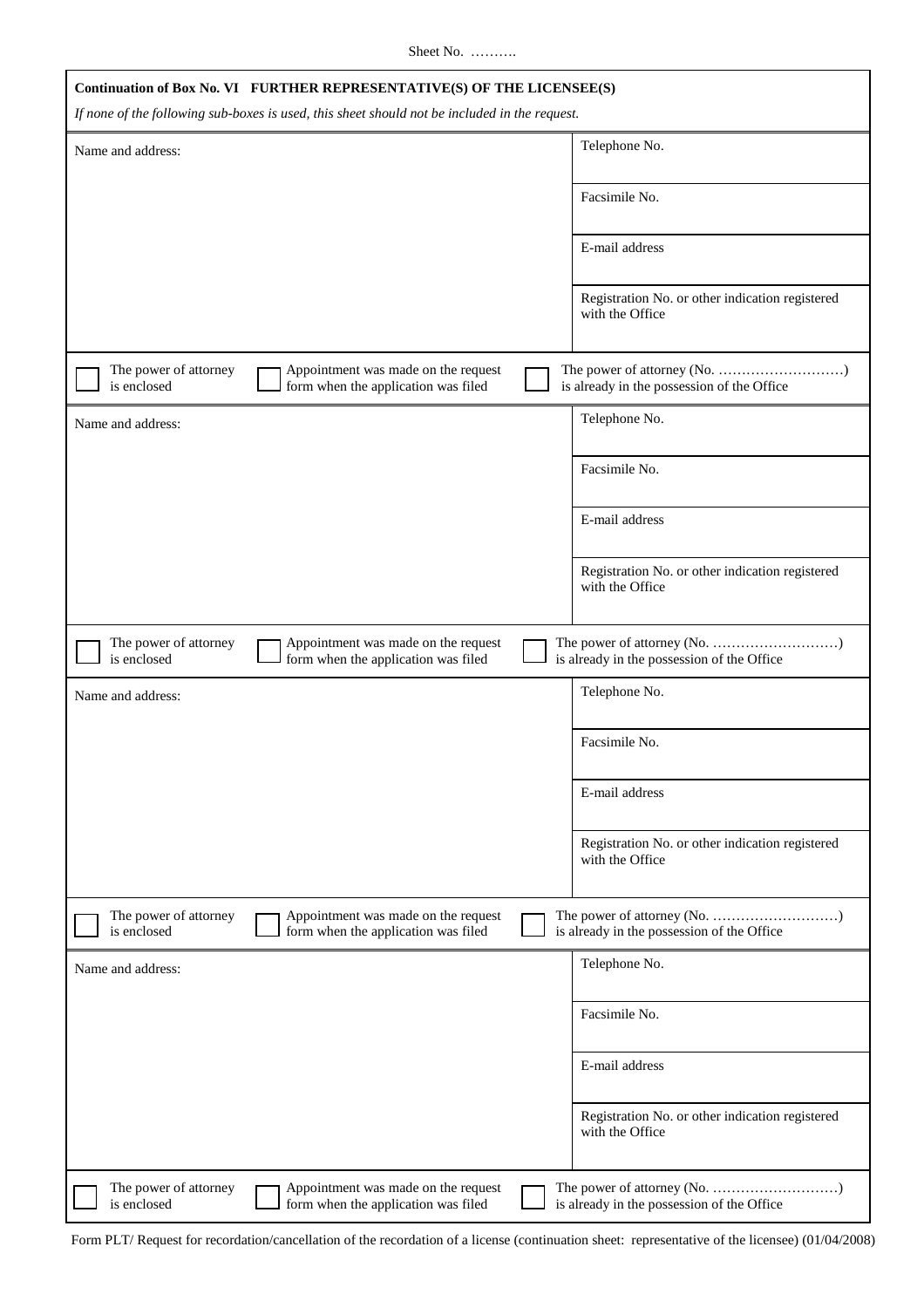Sheet No. ……….

**Continuation of Box No. VI FURTHER REPRESENTATIVE(S) OF THE LICENSEE(S)**

*If none of the following sub-boxes is used, this sheet should not be included in the request.*

| Name and address: | Telephone No. |
|---|---|
| | Facsimile No. |
| | E-mail address |
| | Registration No. or other indication registered with the Office |

☐ The power of attorney is enclosed ☐ Appointment was made on the request form when the application was filed ☐ The power of attorney (No. ………………………) is already in the possession of the Office

| Name and address: | Telephone No. |
|---|---|
| | Facsimile No. |
| | E-mail address |
| | Registration No. or other indication registered with the Office |

☐ The power of attorney is enclosed ☐ Appointment was made on the request form when the application was filed ☐ The power of attorney (No. ………………………) is already in the possession of the Office

| Name and address: | Telephone No. |
|---|---|
| | Facsimile No. |
| | E-mail address |
| | Registration No. or other indication registered with the Office |

☐ The power of attorney is enclosed ☐ Appointment was made on the request form when the application was filed ☐ The power of attorney (No. ………………………) is already in the possession of the Office

| Name and address: | Telephone No. |
|---|---|
| | Facsimile No. |
| | E-mail address |
| | Registration No. or other indication registered with the Office |

☐ The power of attorney is enclosed ☐ Appointment was made on the request form when the application was filed ☐ The power of attorney (No. ………………………) is already in the possession of the Office

Form PLT/ Request for recordation/cancellation of the recordation of a license (continuation sheet: representative of the licensee) (01/04/2008)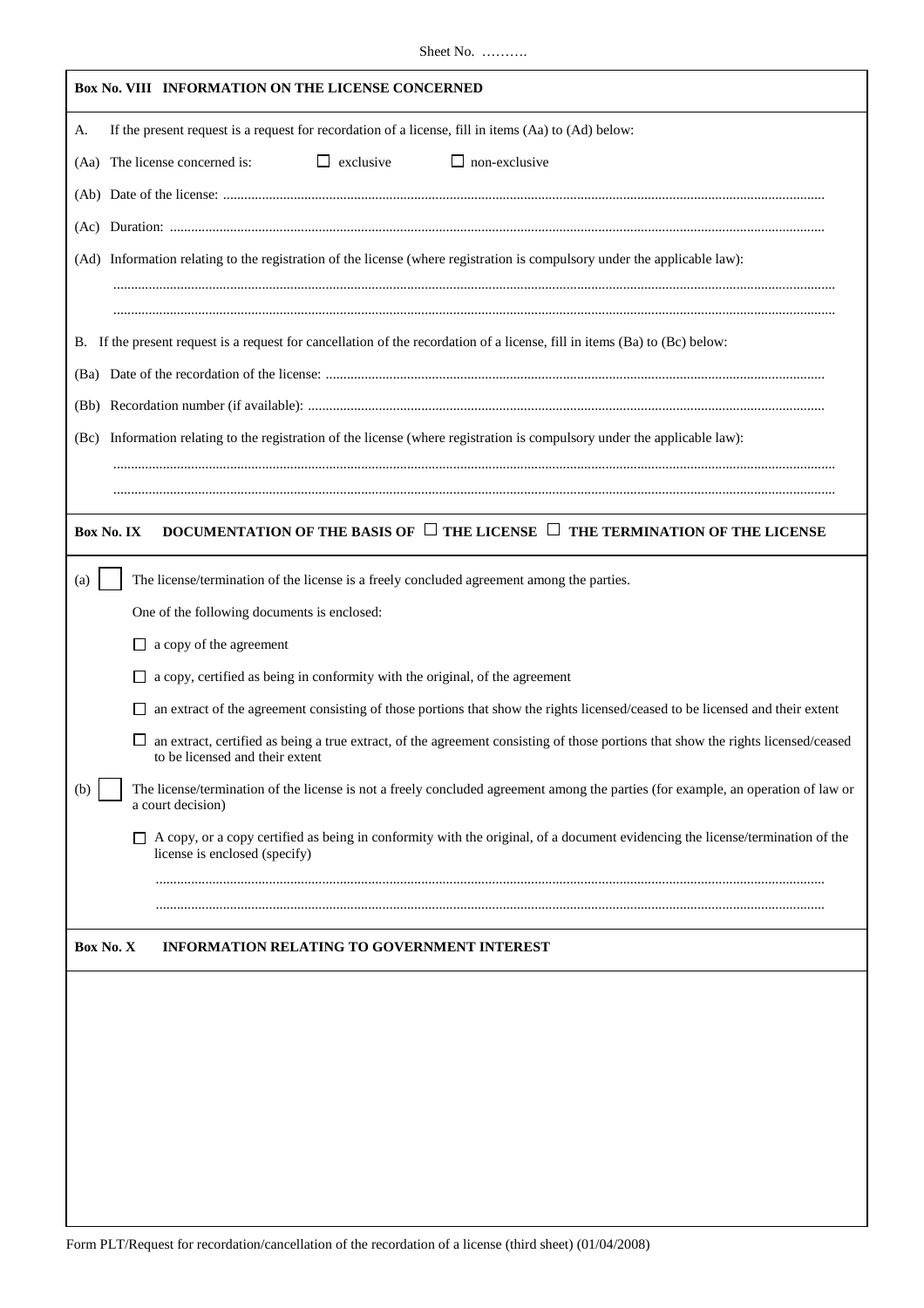Sheet No. ……….

**Box No. VIII INFORMATION ON THE LICENSE CONCERNED**

A. If the present request is a request for recordation of a license, fill in items (Aa) to (Ad) below:

(Aa) The license concerned is: ☐ exclusive ☐ non-exclusive

(Ab) Date of the license: ..........................................................................................................................................................

(Ac) Duration: ..........................................................................................................................................................

(Ad) Information relating to the registration of the license (where registration is compulsory under the applicable law):

..........................................................................................................................................................

..........................................................................................................................................................

B. If the present request is a request for cancellation of the recordation of a license, fill in items (Ba) to (Bc) below:

(Ba) Date of the recordation of the license: ..........................................................................................................................................................

(Bb) Recordation number (if available): ..........................................................................................................................................................

(Bc) Information relating to the registration of the license (where registration is compulsory under the applicable law):

..........................................................................................................................................................

..........................................................................................................................................................

**Box No. IX DOCUMENTATION OF THE BASIS OF ☐ THE LICENSE ☐ THE TERMINATION OF THE LICENSE**

(a) ☐ The license/termination of the license is a freely concluded agreement among the parties.

One of the following documents is enclosed:

- ☐ a copy of the agreement
- ☐ a copy, certified as being in conformity with the original, of the agreement
- ☐ an extract of the agreement consisting of those portions that show the rights licensed/ceased to be licensed and their extent
- ☐ an extract, certified as being a true extract, of the agreement consisting of those portions that show the rights licensed/ceased to be licensed and their extent

(b) ☐ The license/termination of the license is not a freely concluded agreement among the parties (for example, an operation of law or a court decision)

- ☐ A copy, or a copy certified as being in conformity with the original, of a document evidencing the license/termination of the license is enclosed (specify)

..........................................................................................................................................................

..........................................................................................................................................................

**Box No. X INFORMATION RELATING TO GOVERNMENT INTEREST**

Form PLT/Request for recordation/cancellation of the recordation of a license (third sheet) (01/04/2008)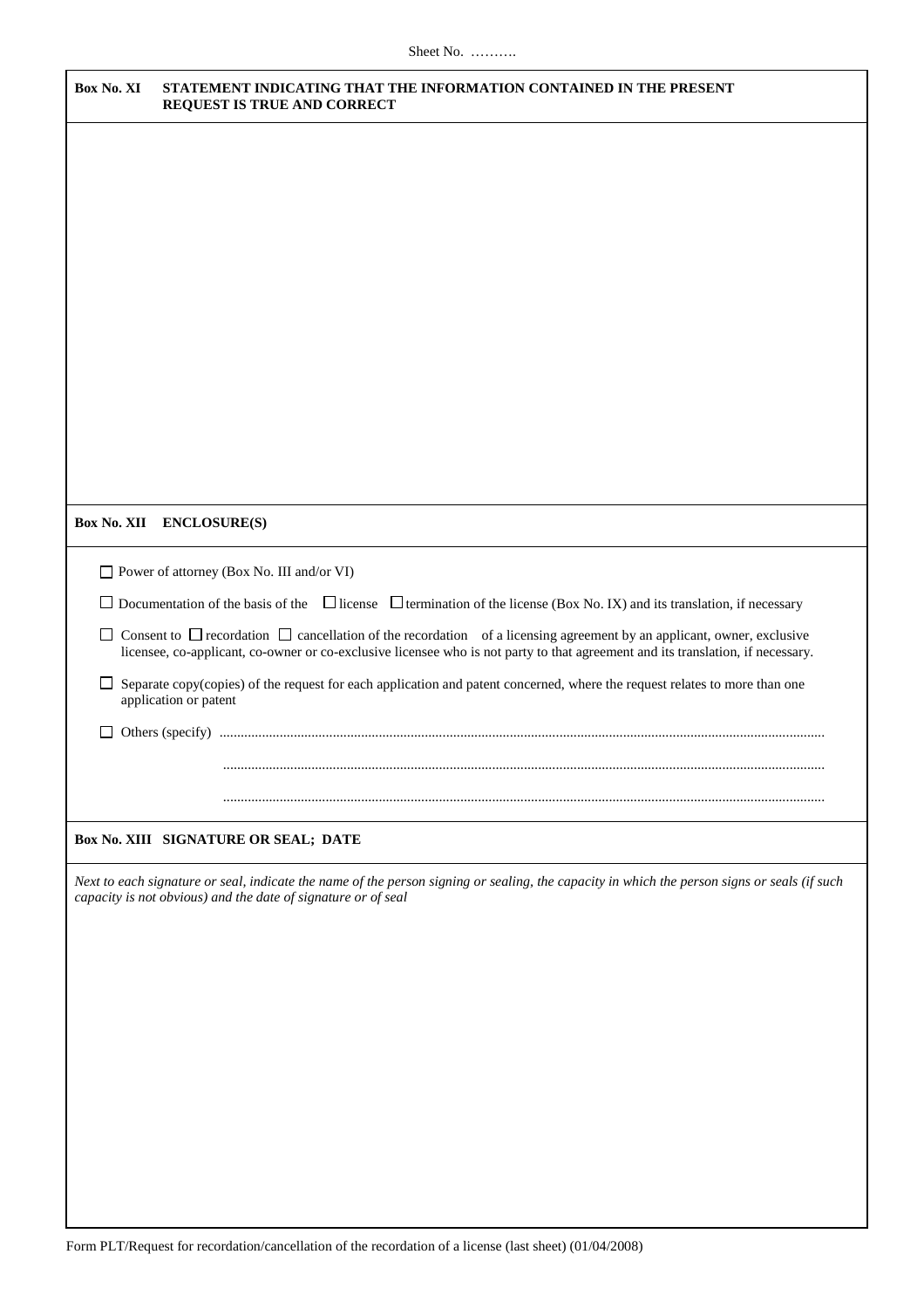Sheet No. ……….

**Box No. XI STATEMENT INDICATING THAT THE INFORMATION CONTAINED IN THE PRESENT REQUEST IS TRUE AND CORRECT**

**Box No. XII ENCLOSURE(S)**

- ☐ Power of attorney (Box No. III and/or VI)
- ☐ Documentation of the basis of the ☐ license ☐ termination of the license (Box No. IX) and its translation, if necessary
- ☐ Consent to ☐ recordation ☐ cancellation of the recordation of a licensing agreement by an applicant, owner, exclusive licensee, co-applicant, co-owner or co-exclusive licensee who is not party to that agreement and its translation, if necessary.
- ☐ Separate copy(copies) of the request for each application and patent concerned, where the request relates to more than one application or patent
- ☐ Others (specify) ..........................................................................................................................................................

  ..........................................................................................................................................................

  ..........................................................................................................................................................

**Box No. XIII SIGNATURE OR SEAL; DATE**

*Next to each signature or seal, indicate the name of the person signing or sealing, the capacity in which the person signs or seals (if such capacity is not obvious) and the date of signature or of seal*

Form PLT/Request for recordation/cancellation of the recordation of a license (last sheet) (01/04/2008)